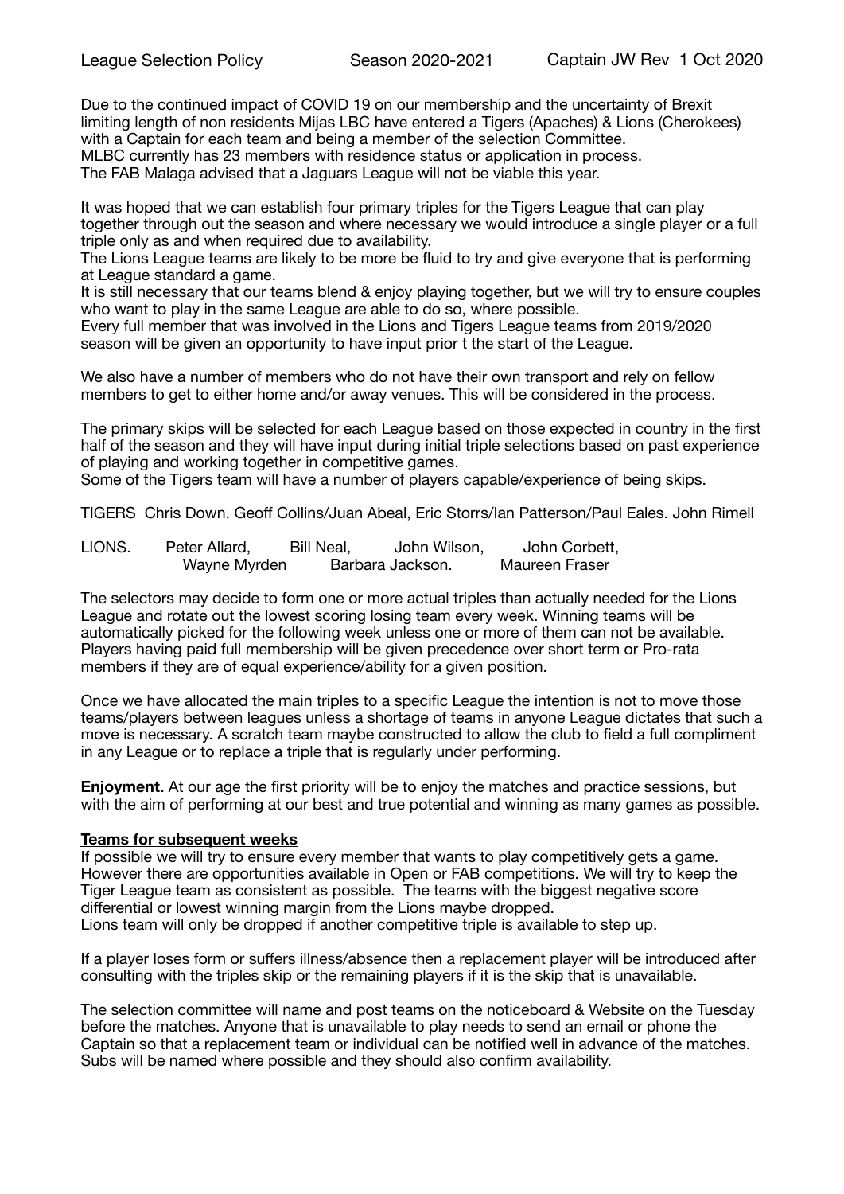League Selection Policy Season 2020-2021 Captain JW Rev 1 Oct 2020

Due to the continued impact of COVID 19 on our membership and the uncertainty of Brexit limiting length of non residents Mijas LBC have entered a Tigers (Apaches) & Lions (Cherokees) with a Captain for each team and being a member of the selection Committee.
MLBC currently has 23 members with residence status or application in process.
The FAB Malaga advised that a Jaguars League will not be viable this year.

It was hoped that we can establish four primary triples for the Tigers League that can play together through out the season and where necessary we would introduce a single player or a full triple only as and when required due to availability.
The Lions League teams are likely to be more be fluid to try and give everyone that is performing at League standard a game.
It is still necessary that our teams blend & enjoy playing together, but we will try to ensure couples who want to play in the same League are able to do so, where possible.
Every full member that was involved in the Lions and Tigers League teams from 2019/2020 season will be given an opportunity to have input prior t the start of the League.

We also have a number of members who do not have their own transport and rely on fellow members to get to either home and/or away venues. This will be considered in the process.

The primary skips will be selected for each League based on those expected in country in the first half of the season and they will have input during initial triple selections based on past experience of playing and working together in competitive games.
Some of the Tigers team will have a number of players capable/experience of being skips.

TIGERS Chris Down. Geoff Collins/Juan Abeal, Eric Storrs/Ian Patterson/Paul Eales. John Rimell

LIONS. Peter Allard, Bill Neal, John Wilson, John Corbett,
Wayne Myrden Barbara Jackson. Maureen Fraser

The selectors may decide to form one or more actual triples than actually needed for the Lions League and rotate out the lowest scoring losing team every week. Winning teams will be automatically picked for the following week unless one or more of them can not be available. Players having paid full membership will be given precedence over short term or Pro-rata members if they are of equal experience/ability for a given position.

Once we have allocated the main triples to a specific League the intention is not to move those teams/players between leagues unless a shortage of teams in anyone League dictates that such a move is necessary. A scratch team maybe constructed to allow the club to field a full compliment in any League or to replace a triple that is regularly under performing.

**Enjoyment.** At our age the first priority will be to enjoy the matches and practice sessions, but with the aim of performing at our best and true potential and winning as many games as possible.

**Teams for subsequent weeks**
If possible we will try to ensure every member that wants to play competitively gets a game. However there are opportunities available in Open or FAB competitions. We will try to keep the Tiger League team as consistent as possible. The teams with the biggest negative score differential or lowest winning margin from the Lions maybe dropped.
Lions team will only be dropped if another competitive triple is available to step up.

If a player loses form or suffers illness/absence then a replacement player will be introduced after consulting with the triples skip or the remaining players if it is the skip that is unavailable.

The selection committee will name and post teams on the noticeboard & Website on the Tuesday before the matches. Anyone that is unavailable to play needs to send an email or phone the Captain so that a replacement team or individual can be notified well in advance of the matches. Subs will be named where possible and they should also confirm availability.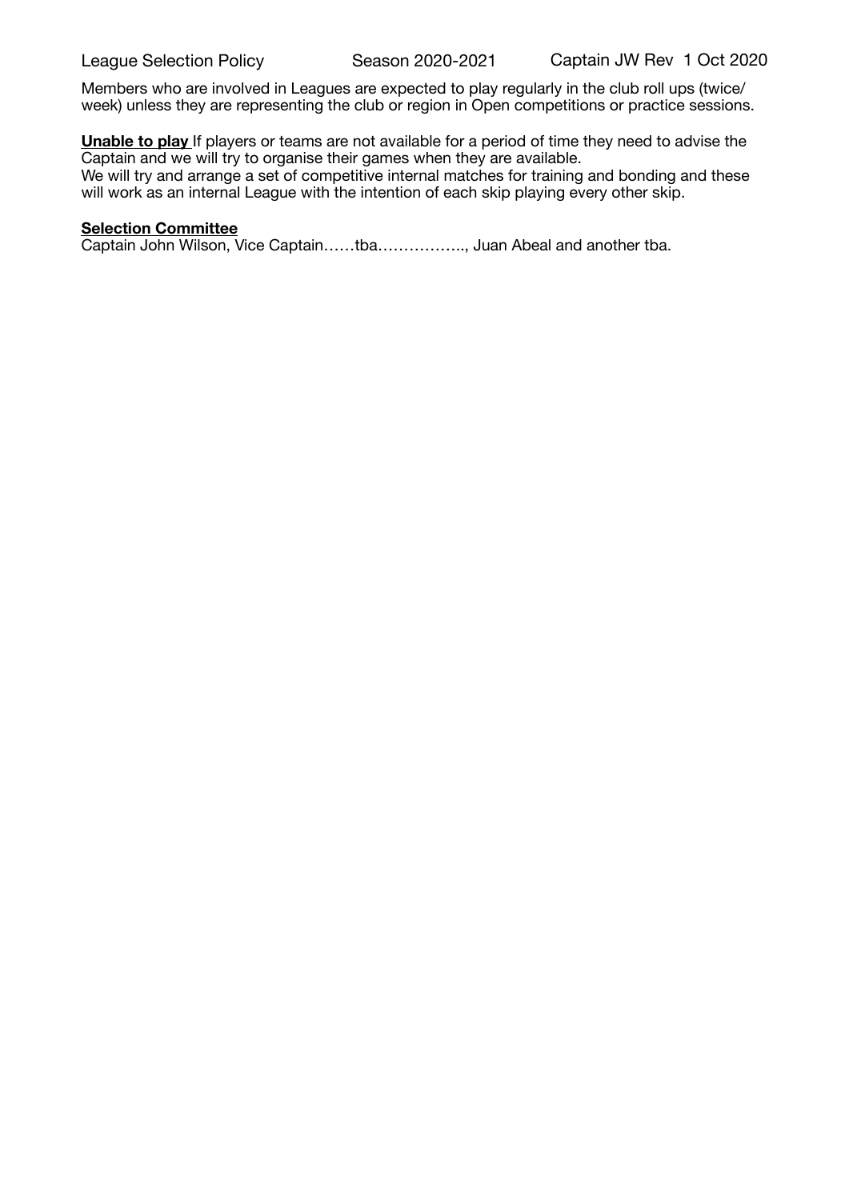Members who are involved in Leagues are expected to play regularly in the club roll ups (twice/ week) unless they are representing the club or region in Open competitions or practice sessions.

**Unable to play** If players or teams are not available for a period of time they need to advise the Captain and we will try to organise their games when they are available.
We will try and arrange a set of competitive internal matches for training and bonding and these will work as an internal League with the intention of each skip playing every other skip.

**Selection Committee**

Captain John Wilson, Vice Captain……tba…………….., Juan Abeal and another tba.